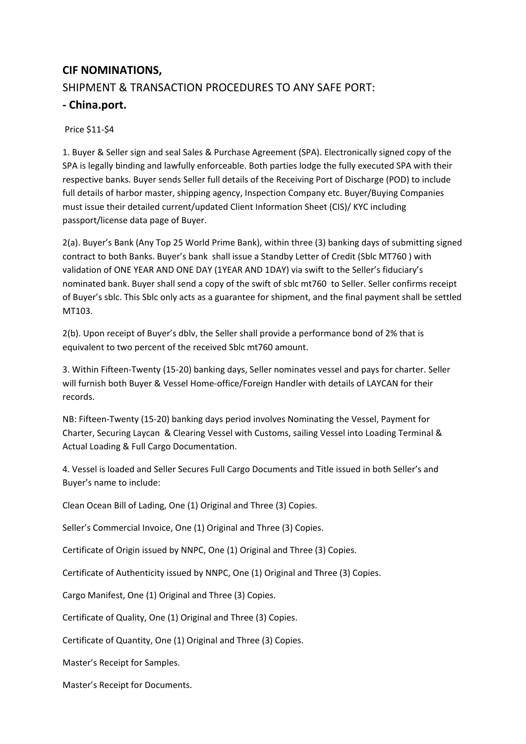**CIF NOMINATIONS,**

SHIPMENT & TRANSACTION PROCEDURES TO ANY SAFE PORT:

**- China.port.**

Price $11-$4

1. Buyer & Seller sign and seal Sales & Purchase Agreement (SPA). Electronically signed copy of the SPA is legally binding and lawfully enforceable. Both parties lodge the fully executed SPA with their respective banks. Buyer sends Seller full details of the Receiving Port of Discharge (POD) to include full details of harbor master, shipping agency, Inspection Company etc. Buyer/Buying Companies must issue their detailed current/updated Client Information Sheet (CIS)/ KYC including passport/license data page of Buyer.

2(a). Buyer's Bank (Any Top 25 World Prime Bank), within three (3) banking days of submitting signed contract to both Banks. Buyer's bank shall issue a Standby Letter of Credit (Sblc MT760 ) with validation of ONE YEAR AND ONE DAY (1YEAR AND 1DAY) via swift to the Seller's fiduciary's nominated bank. Buyer shall send a copy of the swift of sblc mt760 to Seller. Seller confirms receipt of Buyer's sblc. This Sblc only acts as a guarantee for shipment, and the final payment shall be settled MT103.

2(b). Upon receipt of Buyer's dblv, the Seller shall provide a performance bond of 2% that is equivalent to two percent of the received Sblc mt760 amount.

3. Within Fifteen-Twenty (15-20) banking days, Seller nominates vessel and pays for charter. Seller will furnish both Buyer & Vessel Home-office/Foreign Handler with details of LAYCAN for their records.

NB: Fifteen-Twenty (15-20) banking days period involves Nominating the Vessel, Payment for Charter, Securing Laycan & Clearing Vessel with Customs, sailing Vessel into Loading Terminal & Actual Loading & Full Cargo Documentation.

4. Vessel is loaded and Seller Secures Full Cargo Documents and Title issued in both Seller's and Buyer's name to include:

Clean Ocean Bill of Lading, One (1) Original and Three (3) Copies.

Seller's Commercial Invoice, One (1) Original and Three (3) Copies.

Certificate of Origin issued by NNPC, One (1) Original and Three (3) Copies.

Certificate of Authenticity issued by NNPC, One (1) Original and Three (3) Copies.

Cargo Manifest, One (1) Original and Three (3) Copies.

Certificate of Quality, One (1) Original and Three (3) Copies.

Certificate of Quantity, One (1) Original and Three (3) Copies.

Master's Receipt for Samples.

Master's Receipt for Documents.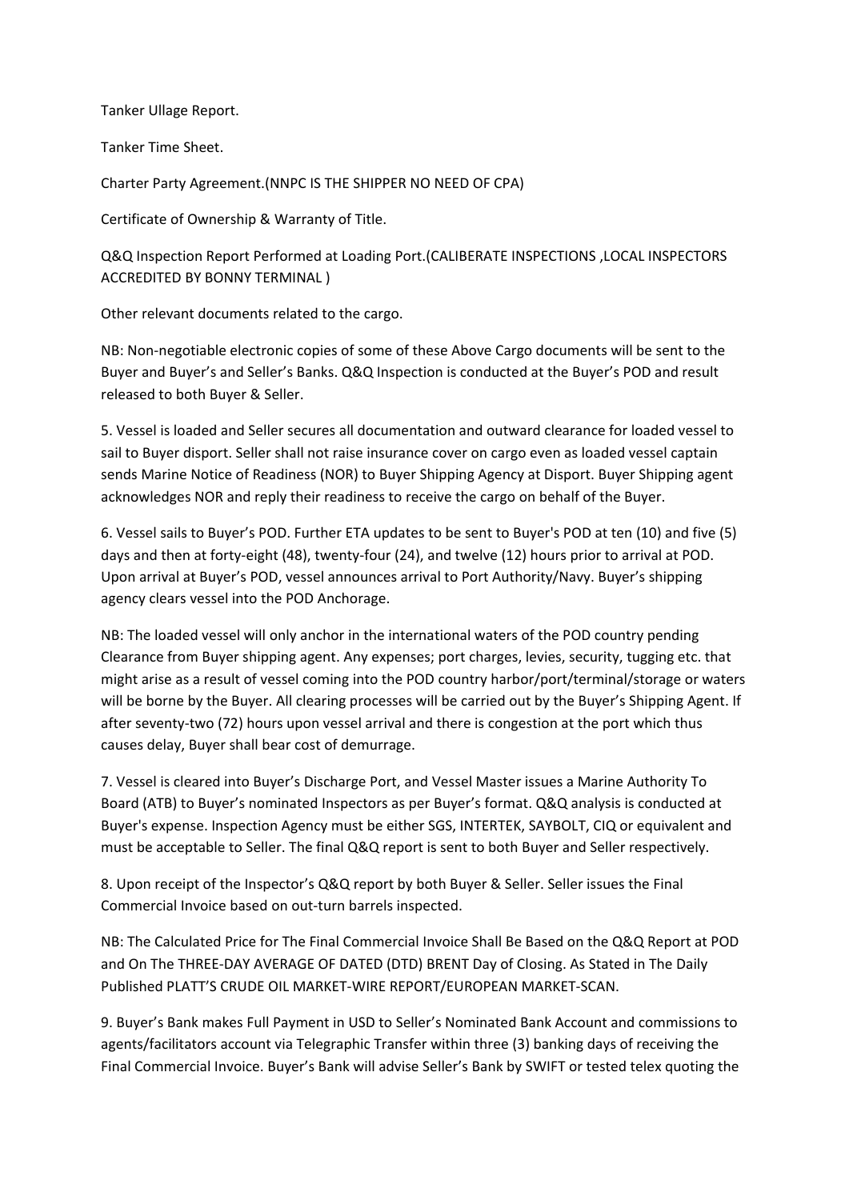Tanker Ullage Report.

Tanker Time Sheet.

Charter Party Agreement.(NNPC IS THE SHIPPER NO NEED OF CPA)

Certificate of Ownership & Warranty of Title.

Q&Q Inspection Report Performed at Loading Port.(CALIBERATE INSPECTIONS ,LOCAL INSPECTORS ACCREDITED BY BONNY TERMINAL )

Other relevant documents related to the cargo.

NB: Non-negotiable electronic copies of some of these Above Cargo documents will be sent to the Buyer and Buyer's and Seller's Banks. Q&Q Inspection is conducted at the Buyer's POD and result released to both Buyer & Seller.

5. Vessel is loaded and Seller secures all documentation and outward clearance for loaded vessel to sail to Buyer disport. Seller shall not raise insurance cover on cargo even as loaded vessel captain sends Marine Notice of Readiness (NOR) to Buyer Shipping Agency at Disport. Buyer Shipping agent acknowledges NOR and reply their readiness to receive the cargo on behalf of the Buyer.

6. Vessel sails to Buyer's POD. Further ETA updates to be sent to Buyer's POD at ten (10) and five (5) days and then at forty-eight (48), twenty-four (24), and twelve (12) hours prior to arrival at POD. Upon arrival at Buyer's POD, vessel announces arrival to Port Authority/Navy. Buyer's shipping agency clears vessel into the POD Anchorage.

NB: The loaded vessel will only anchor in the international waters of the POD country pending Clearance from Buyer shipping agent. Any expenses; port charges, levies, security, tugging etc. that might arise as a result of vessel coming into the POD country harbor/port/terminal/storage or waters will be borne by the Buyer. All clearing processes will be carried out by the Buyer's Shipping Agent. If after seventy-two (72) hours upon vessel arrival and there is congestion at the port which thus causes delay, Buyer shall bear cost of demurrage.

7. Vessel is cleared into Buyer's Discharge Port, and Vessel Master issues a Marine Authority To Board (ATB) to Buyer's nominated Inspectors as per Buyer's format. Q&Q analysis is conducted at Buyer's expense. Inspection Agency must be either SGS, INTERTEK, SAYBOLT, CIQ or equivalent and must be acceptable to Seller. The final Q&Q report is sent to both Buyer and Seller respectively.

8. Upon receipt of the Inspector's Q&Q report by both Buyer & Seller. Seller issues the Final Commercial Invoice based on out-turn barrels inspected.

NB: The Calculated Price for The Final Commercial Invoice Shall Be Based on the Q&Q Report at POD and On The THREE-DAY AVERAGE OF DATED (DTD) BRENT Day of Closing. As Stated in The Daily Published PLATT'S CRUDE OIL MARKET-WIRE REPORT/EUROPEAN MARKET-SCAN.

9. Buyer's Bank makes Full Payment in USD to Seller's Nominated Bank Account and commissions to agents/facilitators account via Telegraphic Transfer within three (3) banking days of receiving the Final Commercial Invoice. Buyer's Bank will advise Seller's Bank by SWIFT or tested telex quoting the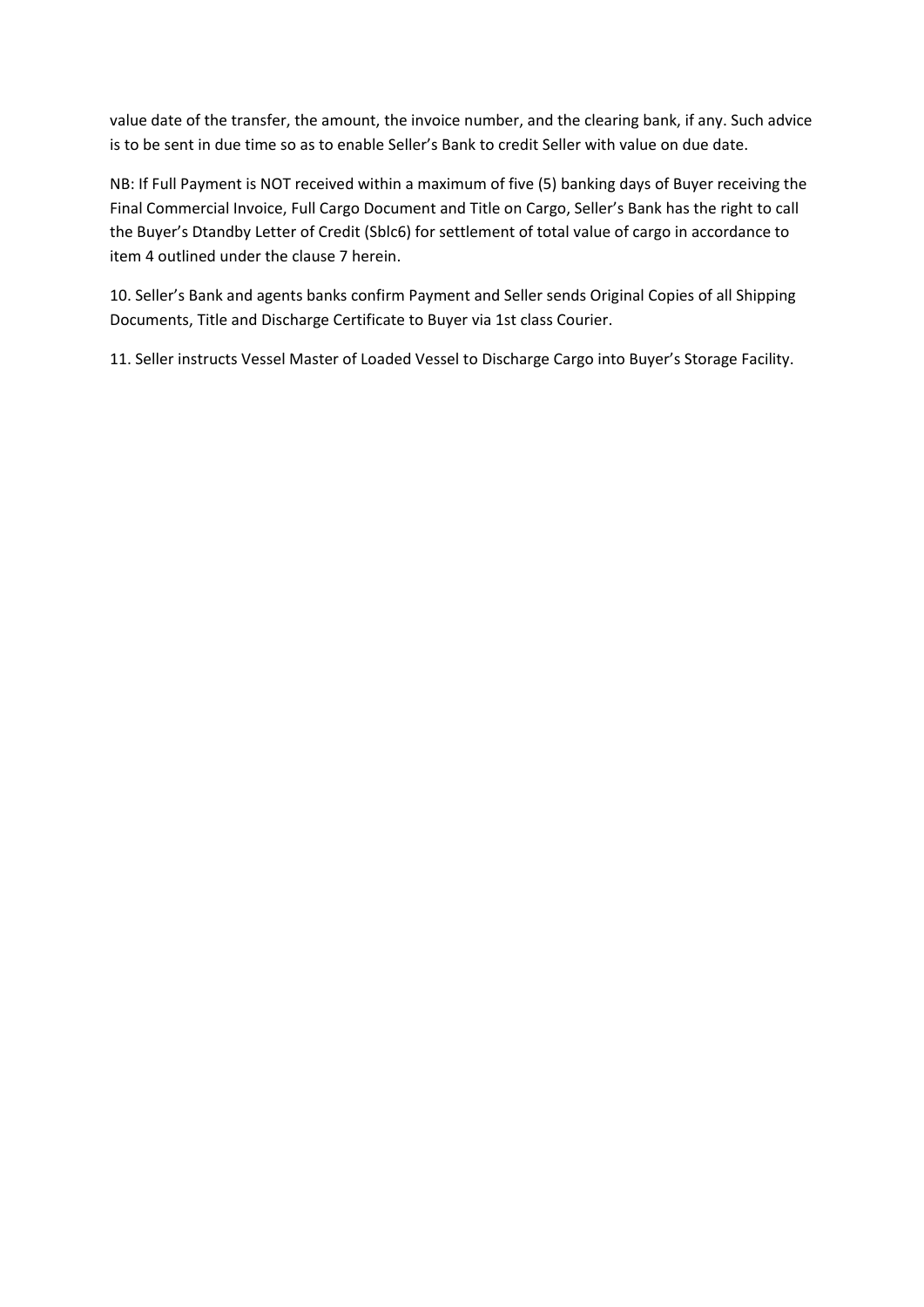value date of the transfer, the amount, the invoice number, and the clearing bank, if any. Such advice is to be sent in due time so as to enable Seller's Bank to credit Seller with value on due date.

NB: If Full Payment is NOT received within a maximum of five (5) banking days of Buyer receiving the Final Commercial Invoice, Full Cargo Document and Title on Cargo, Seller's Bank has the right to call the Buyer's Dtandby Letter of Credit (Sblc6) for settlement of total value of cargo in accordance to item 4 outlined under the clause 7 herein.

10. Seller's Bank and agents banks confirm Payment and Seller sends Original Copies of all Shipping Documents, Title and Discharge Certificate to Buyer via 1st class Courier.

11. Seller instructs Vessel Master of Loaded Vessel to Discharge Cargo into Buyer's Storage Facility.